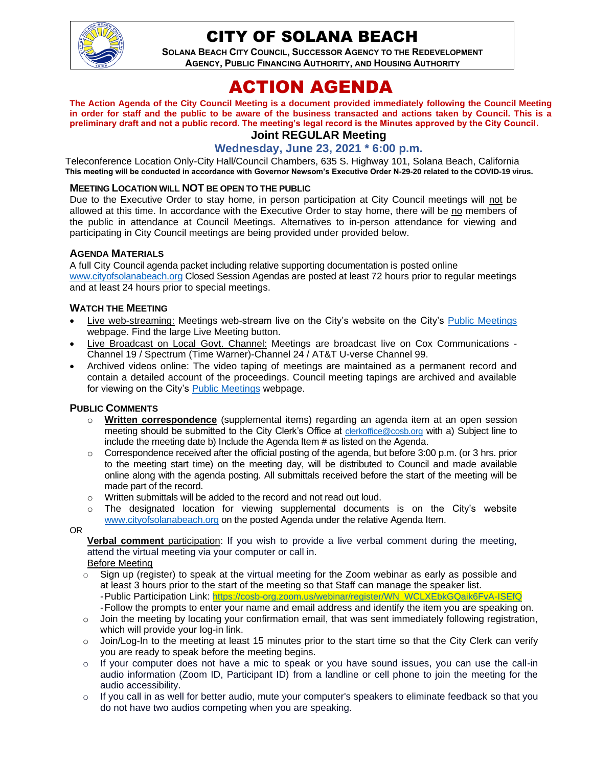# CITY OF SOLANA BEACH

**SOLANA BEACH CITY COUNCIL, SUCCESSOR AGENCY TO THE REDEVELOPMENT AGENCY, PUBLIC FINANCING AUTHORITY, AND HOUSING AUTHORITY**

# ACTION AGENDA

**The Action Agenda of the City Council Meeting is a document provided immediately following the Council Meeting in order for staff and the public to be aware of the business transacted and actions taken by Council. This is a preliminary draft and not a public record. The meeting's legal record is the Minutes approved by the City Council.**

## Joint REGULAR Meeting

### Wednesday, June 23, 2021 * 6:00 p.m.

Teleconference Location Only-City Hall/Council Chambers, 635 S. Highway 101, Solana Beach, California
**This meeting will be conducted in accordance with Governor Newsom's Executive Order N-29-20 related to the COVID-19 virus.**

#### MEETING LOCATION WILL NOT BE OPEN TO THE PUBLIC

Due to the Executive Order to stay home, in person participation at City Council meetings will not be allowed at this time. In accordance with the Executive Order to stay home, there will be no members of the public in attendance at Council Meetings. Alternatives to in-person attendance for viewing and participating in City Council meetings are being provided under provided below.

#### AGENDA MATERIALS

A full City Council agenda packet including relative supporting documentation is posted online www.cityofsolanabeach.org Closed Session Agendas are posted at least 72 hours prior to regular meetings and at least 24 hours prior to special meetings.

#### WATCH THE MEETING

- Live web-streaming: Meetings web-stream live on the City's website on the City's Public Meetings webpage. Find the large Live Meeting button.
- Live Broadcast on Local Govt. Channel: Meetings are broadcast live on Cox Communications - Channel 19 / Spectrum (Time Warner)-Channel 24 / AT&T U-verse Channel 99.
- Archived videos online: The video taping of meetings are maintained as a permanent record and contain a detailed account of the proceedings. Council meeting tapings are archived and available for viewing on the City's Public Meetings webpage.

#### PUBLIC COMMENTS

- **Written correspondence** (supplemental items) regarding an agenda item at an open session meeting should be submitted to the City Clerk's Office at clerkoffice@cosb.org with a) Subject line to include the meeting date b) Include the Agenda Item # as listed on the Agenda.
- Correspondence received after the official posting of the agenda, but before 3:00 p.m. (or 3 hrs. prior to the meeting start time) on the meeting day, will be distributed to Council and made available online along with the agenda posting. All submittals received before the start of the meeting will be made part of the record.
- Written submittals will be added to the record and not read out loud.
- The designated location for viewing supplemental documents is on the City's website www.cityofsolanabeach.org on the posted Agenda under the relative Agenda Item.

OR

**Verbal comment** participation: If you wish to provide a live verbal comment during the meeting, attend the virtual meeting via your computer or call in.

Before Meeting

- Sign up (register) to speak at the virtual meeting for the Zoom webinar as early as possible and at least 3 hours prior to the start of the meeting so that Staff can manage the speaker list.
  - Public Participation Link: https://cosb-org.zoom.us/webinar/register/WN_WCLXEbkGQaik6FvA-ISEfQ
  - Follow the prompts to enter your name and email address and identify the item you are speaking on.
- Join the meeting by locating your confirmation email, that was sent immediately following registration, which will provide your log-in link.
- Join/Log-In to the meeting at least 15 minutes prior to the start time so that the City Clerk can verify you are ready to speak before the meeting begins.
- If your computer does not have a mic to speak or you have sound issues, you can use the call-in audio information (Zoom ID, Participant ID) from a landline or cell phone to join the meeting for the audio accessibility.
- If you call in as well for better audio, mute your computer's speakers to eliminate feedback so that you do not have two audios competing when you are speaking.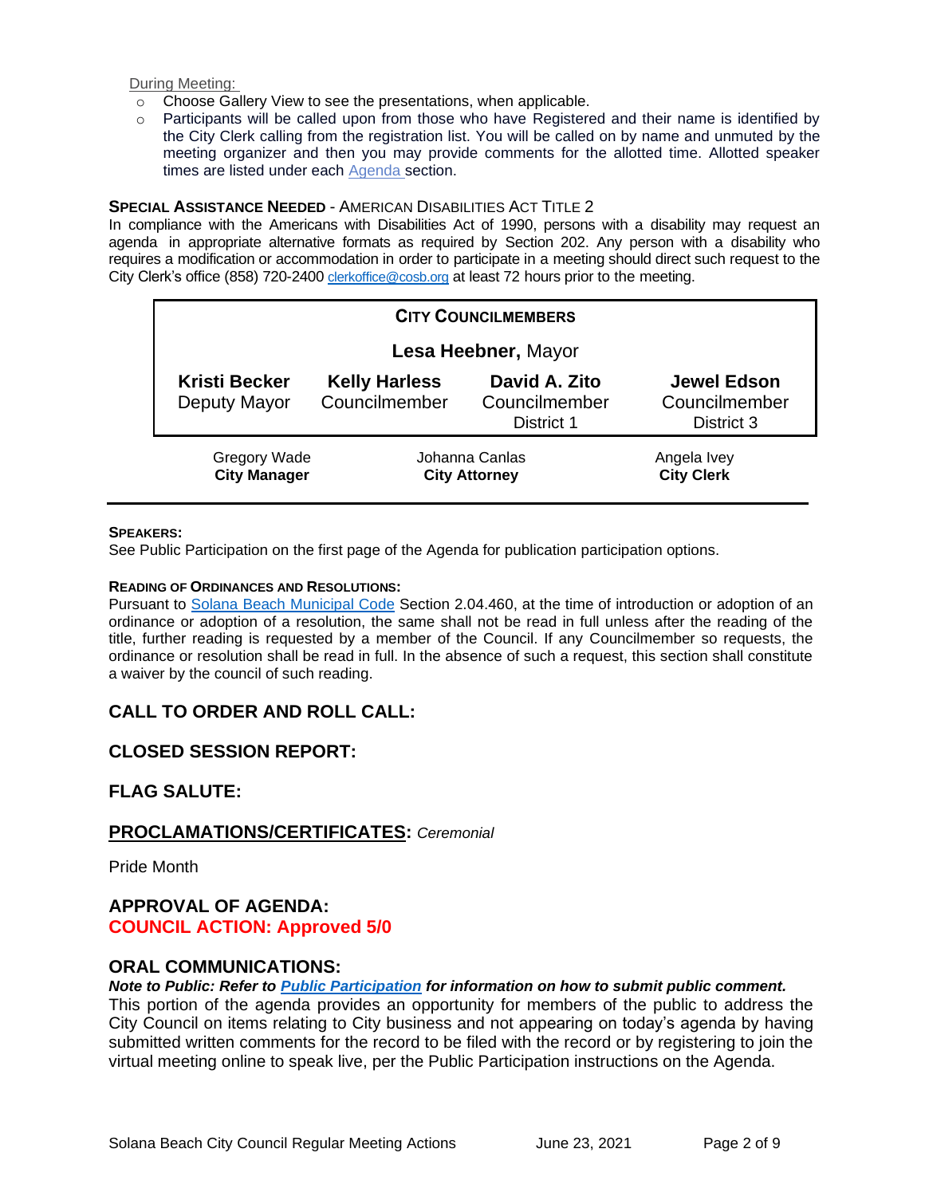During Meeting:

- Choose Gallery View to see the presentations, when applicable.
- Participants will be called upon from those who have Registered and their name is identified by the City Clerk calling from the registration list. You will be called on by name and unmuted by the meeting organizer and then you may provide comments for the allotted time. Allotted speaker times are listed under each Agenda section.

**SPECIAL ASSISTANCE NEEDED** - AMERICAN DISABILITIES ACT TITLE 2

In compliance with the Americans with Disabilities Act of 1990, persons with a disability may request an agenda in appropriate alternative formats as required by Section 202. Any person with a disability who requires a modification or accommodation in order to participate in a meeting should direct such request to the City Clerk's office (858) 720-2400 clerkoffice@cosb.org at least 72 hours prior to the meeting.

| CITY COUNCILMEMBERS | | | |
|---|---|---|---|
| **Lesa Heebner,** Mayor | | | |
| **Kristi Becker** Deputy Mayor | **Kelly Harless** Councilmember | **David A. Zito** Councilmember District 1 | **Jewel Edson** Councilmember District 3 |

| Gregory Wade **City Manager** | Johanna Canlas **City Attorney** | Angela Ivey **City Clerk** |
|---|---|---|

**SPEAKERS:**

See Public Participation on the first page of the Agenda for publication participation options.

**READING OF ORDINANCES AND RESOLUTIONS:**

Pursuant to Solana Beach Municipal Code Section 2.04.460, at the time of introduction or adoption of an ordinance or adoption of a resolution, the same shall not be read in full unless after the reading of the title, further reading is requested by a member of the Council. If any Councilmember so requests, the ordinance or resolution shall be read in full. In the absence of such a request, this section shall constitute a waiver by the council of such reading.

## CALL TO ORDER AND ROLL CALL:

## CLOSED SESSION REPORT:

## FLAG SALUTE:

## PROCLAMATIONS/CERTIFICATES: *Ceremonial*

Pride Month

## APPROVAL OF AGENDA:

**COUNCIL ACTION: Approved 5/0**

## ORAL COMMUNICATIONS:

***Note to Public: Refer to Public Participation for information on how to submit public comment.***

This portion of the agenda provides an opportunity for members of the public to address the City Council on items relating to City business and not appearing on today's agenda by having submitted written comments for the record to be filed with the record or by registering to join the virtual meeting online to speak live, per the Public Participation instructions on the Agenda.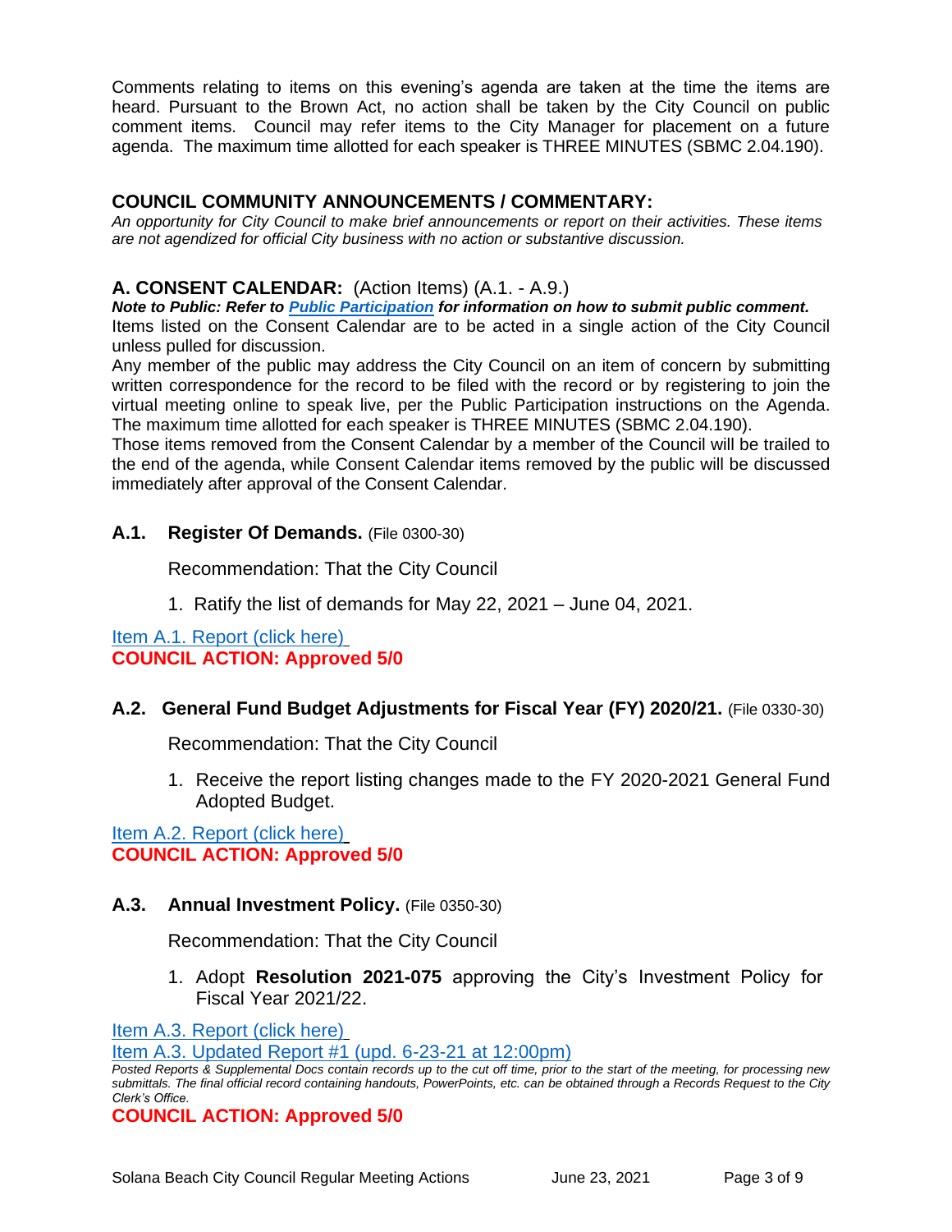Comments relating to items on this evening's agenda are taken at the time the items are heard. Pursuant to the Brown Act, no action shall be taken by the City Council on public comment items. Council may refer items to the City Manager for placement on a future agenda. The maximum time allotted for each speaker is THREE MINUTES (SBMC 2.04.190).

## COUNCIL COMMUNITY ANNOUNCEMENTS / COMMENTARY:

*An opportunity for City Council to make brief announcements or report on their activities. These items are not agendized for official City business with no action or substantive discussion.*

## A. CONSENT CALENDAR: (Action Items) (A.1. - A.9.)

***Note to Public: Refer to [Public Participation](#) for information on how to submit public comment.***

Items listed on the Consent Calendar are to be acted in a single action of the City Council unless pulled for discussion.

Any member of the public may address the City Council on an item of concern by submitting written correspondence for the record to be filed with the record or by registering to join the virtual meeting online to speak live, per the Public Participation instructions on the Agenda. The maximum time allotted for each speaker is THREE MINUTES (SBMC 2.04.190).

Those items removed from the Consent Calendar by a member of the Council will be trailed to the end of the agenda, while Consent Calendar items removed by the public will be discussed immediately after approval of the Consent Calendar.

### A.1. Register Of Demands. (File 0300-30)

Recommendation: That the City Council

1. Ratify the list of demands for May 22, 2021 – June 04, 2021.

[Item A.1. Report (click here)](#)

**COUNCIL ACTION: Approved 5/0**

### A.2. General Fund Budget Adjustments for Fiscal Year (FY) 2020/21. (File 0330-30)

Recommendation: That the City Council

1. Receive the report listing changes made to the FY 2020-2021 General Fund Adopted Budget.

[Item A.2. Report (click here)](#)

**COUNCIL ACTION: Approved 5/0**

### A.3. Annual Investment Policy. (File 0350-30)

Recommendation: That the City Council

1. Adopt **Resolution 2021-075** approving the City's Investment Policy for Fiscal Year 2021/22.

[Item A.3. Report (click here)](#)

[Item A.3. Updated Report #1 (upd. 6-23-21 at 12:00pm)](#)

*Posted Reports & Supplemental Docs contain records up to the cut off time, prior to the start of the meeting, for processing new submittals. The final official record containing handouts, PowerPoints, etc. can be obtained through a Records Request to the City Clerk's Office.*

**COUNCIL ACTION: Approved 5/0**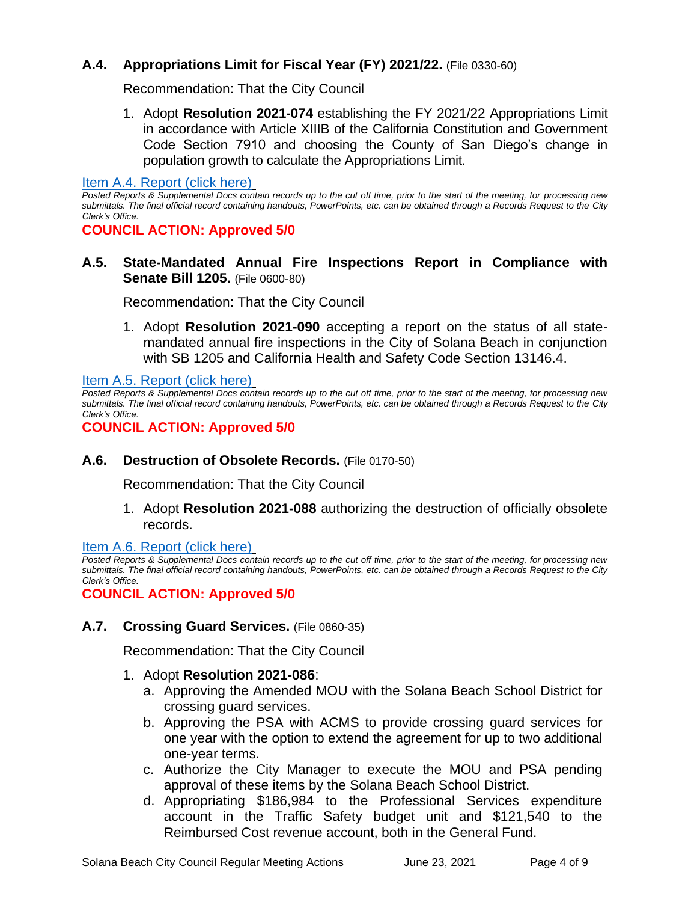### A.4. Appropriations Limit for Fiscal Year (FY) 2021/22. (File 0330-60)

Recommendation: That the City Council

1. Adopt **Resolution 2021-074** establishing the FY 2021/22 Appropriations Limit in accordance with Article XIIIB of the California Constitution and Government Code Section 7910 and choosing the County of San Diego's change in population growth to calculate the Appropriations Limit.

Item A.4. Report (click here)

*Posted Reports & Supplemental Docs contain records up to the cut off time, prior to the start of the meeting, for processing new submittals. The final official record containing handouts, PowerPoints, etc. can be obtained through a Records Request to the City Clerk's Office.*

**COUNCIL ACTION: Approved 5/0**

### A.5. State-Mandated Annual Fire Inspections Report in Compliance with Senate Bill 1205. (File 0600-80)

Recommendation: That the City Council

1. Adopt **Resolution 2021-090** accepting a report on the status of all state-mandated annual fire inspections in the City of Solana Beach in conjunction with SB 1205 and California Health and Safety Code Section 13146.4.

Item A.5. Report (click here)

*Posted Reports & Supplemental Docs contain records up to the cut off time, prior to the start of the meeting, for processing new submittals. The final official record containing handouts, PowerPoints, etc. can be obtained through a Records Request to the City Clerk's Office.*

**COUNCIL ACTION: Approved 5/0**

### A.6. Destruction of Obsolete Records. (File 0170-50)

Recommendation: That the City Council

1. Adopt **Resolution 2021-088** authorizing the destruction of officially obsolete records.

Item A.6. Report (click here)

*Posted Reports & Supplemental Docs contain records up to the cut off time, prior to the start of the meeting, for processing new submittals. The final official record containing handouts, PowerPoints, etc. can be obtained through a Records Request to the City Clerk's Office.*

**COUNCIL ACTION: Approved 5/0**

### A.7. Crossing Guard Services. (File 0860-35)

Recommendation: That the City Council

1. Adopt **Resolution 2021-086**:
   a. Approving the Amended MOU with the Solana Beach School District for crossing guard services.
   b. Approving the PSA with ACMS to provide crossing guard services for one year with the option to extend the agreement for up to two additional one-year terms.
   c. Authorize the City Manager to execute the MOU and PSA pending approval of these items by the Solana Beach School District.
   d. Appropriating $186,984 to the Professional Services expenditure account in the Traffic Safety budget unit and $121,540 to the Reimbursed Cost revenue account, both in the General Fund.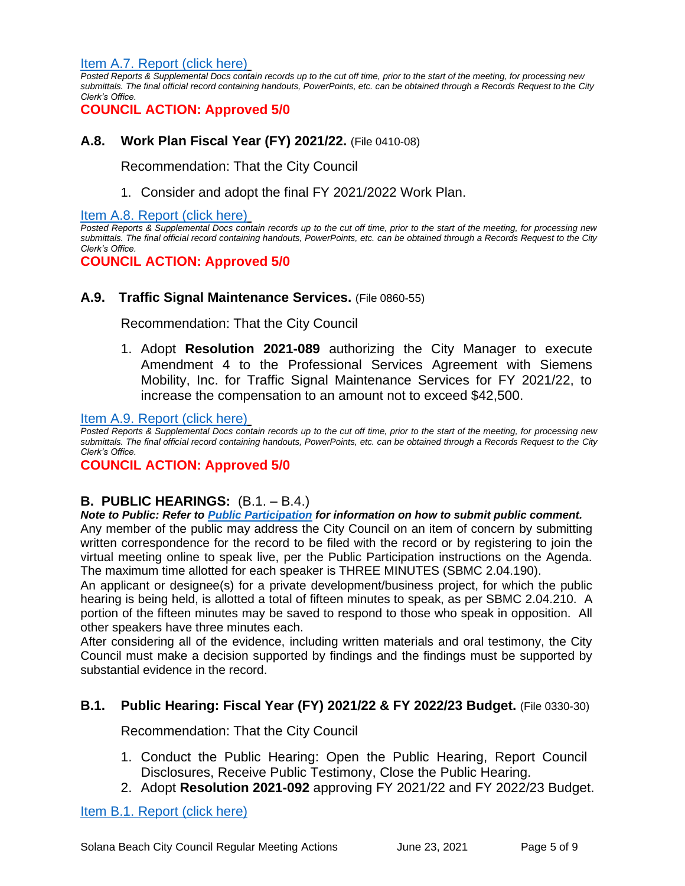[Item A.7. Report (click here)](#)

*Posted Reports & Supplemental Docs contain records up to the cut off time, prior to the start of the meeting, for processing new submittals. The final official record containing handouts, PowerPoints, etc. can be obtained through a Records Request to the City Clerk's Office.*

**COUNCIL ACTION: Approved 5/0**

### A.8. Work Plan Fiscal Year (FY) 2021/22. (File 0410-08)

Recommendation: That the City Council

1. Consider and adopt the final FY 2021/2022 Work Plan.

[Item A.8. Report (click here)](#)

*Posted Reports & Supplemental Docs contain records up to the cut off time, prior to the start of the meeting, for processing new submittals. The final official record containing handouts, PowerPoints, etc. can be obtained through a Records Request to the City Clerk's Office.*

**COUNCIL ACTION: Approved 5/0**

### A.9. Traffic Signal Maintenance Services. (File 0860-55)

Recommendation: That the City Council

1. Adopt **Resolution 2021-089** authorizing the City Manager to execute Amendment 4 to the Professional Services Agreement with Siemens Mobility, Inc. for Traffic Signal Maintenance Services for FY 2021/22, to increase the compensation to an amount not to exceed $42,500.

[Item A.9. Report (click here)](#)

*Posted Reports & Supplemental Docs contain records up to the cut off time, prior to the start of the meeting, for processing new submittals. The final official record containing handouts, PowerPoints, etc. can be obtained through a Records Request to the City Clerk's Office.*

**COUNCIL ACTION: Approved 5/0**

## B. PUBLIC HEARINGS: (B.1. – B.4.)

***Note to Public: Refer to [Public Participation](#) for information on how to submit public comment.***

Any member of the public may address the City Council on an item of concern by submitting written correspondence for the record to be filed with the record or by registering to join the virtual meeting online to speak live, per the Public Participation instructions on the Agenda. The maximum time allotted for each speaker is THREE MINUTES (SBMC 2.04.190).

An applicant or designee(s) for a private development/business project, for which the public hearing is being held, is allotted a total of fifteen minutes to speak, as per SBMC 2.04.210. A portion of the fifteen minutes may be saved to respond to those who speak in opposition. All other speakers have three minutes each.

After considering all of the evidence, including written materials and oral testimony, the City Council must make a decision supported by findings and the findings must be supported by substantial evidence in the record.

### B.1. Public Hearing: Fiscal Year (FY) 2021/22 & FY 2022/23 Budget. (File 0330-30)

Recommendation: That the City Council

1. Conduct the Public Hearing: Open the Public Hearing, Report Council Disclosures, Receive Public Testimony, Close the Public Hearing.
2. Adopt **Resolution 2021-092** approving FY 2021/22 and FY 2022/23 Budget.

[Item B.1. Report (click here)](#)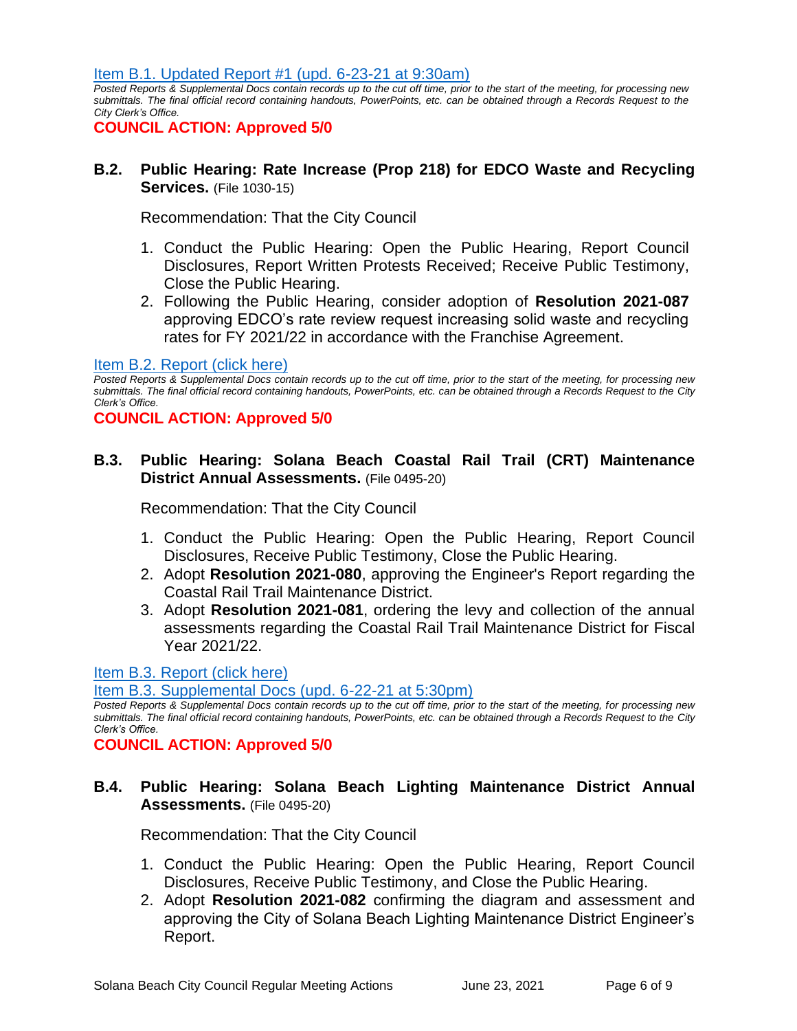[Item B.1. Updated Report #1 (upd. 6-23-21 at 9:30am)](#)

*Posted Reports & Supplemental Docs contain records up to the cut off time, prior to the start of the meeting, for processing new submittals. The final official record containing handouts, PowerPoints, etc. can be obtained through a Records Request to the City Clerk's Office.*

**COUNCIL ACTION: Approved 5/0**

### B.2. Public Hearing: Rate Increase (Prop 218) for EDCO Waste and Recycling Services. (File 1030-15)

Recommendation: That the City Council

1. Conduct the Public Hearing: Open the Public Hearing, Report Council Disclosures, Report Written Protests Received; Receive Public Testimony, Close the Public Hearing.
2. Following the Public Hearing, consider adoption of **Resolution 2021-087** approving EDCO's rate review request increasing solid waste and recycling rates for FY 2021/22 in accordance with the Franchise Agreement.

[Item B.2. Report (click here)](#)

*Posted Reports & Supplemental Docs contain records up to the cut off time, prior to the start of the meeting, for processing new submittals. The final official record containing handouts, PowerPoints, etc. can be obtained through a Records Request to the City Clerk's Office.*

**COUNCIL ACTION: Approved 5/0**

### B.3. Public Hearing: Solana Beach Coastal Rail Trail (CRT) Maintenance District Annual Assessments. (File 0495-20)

Recommendation: That the City Council

1. Conduct the Public Hearing: Open the Public Hearing, Report Council Disclosures, Receive Public Testimony, Close the Public Hearing.
2. Adopt **Resolution 2021-080**, approving the Engineer's Report regarding the Coastal Rail Trail Maintenance District.
3. Adopt **Resolution 2021-081**, ordering the levy and collection of the annual assessments regarding the Coastal Rail Trail Maintenance District for Fiscal Year 2021/22.

[Item B.3. Report (click here)](#)

[Item B.3. Supplemental Docs (upd. 6-22-21 at 5:30pm)](#)

*Posted Reports & Supplemental Docs contain records up to the cut off time, prior to the start of the meeting, for processing new submittals. The final official record containing handouts, PowerPoints, etc. can be obtained through a Records Request to the City Clerk's Office.*

**COUNCIL ACTION: Approved 5/0**

### B.4. Public Hearing: Solana Beach Lighting Maintenance District Annual Assessments. (File 0495-20)

Recommendation: That the City Council

1. Conduct the Public Hearing: Open the Public Hearing, Report Council Disclosures, Receive Public Testimony, and Close the Public Hearing.
2. Adopt **Resolution 2021-082** confirming the diagram and assessment and approving the City of Solana Beach Lighting Maintenance District Engineer's Report.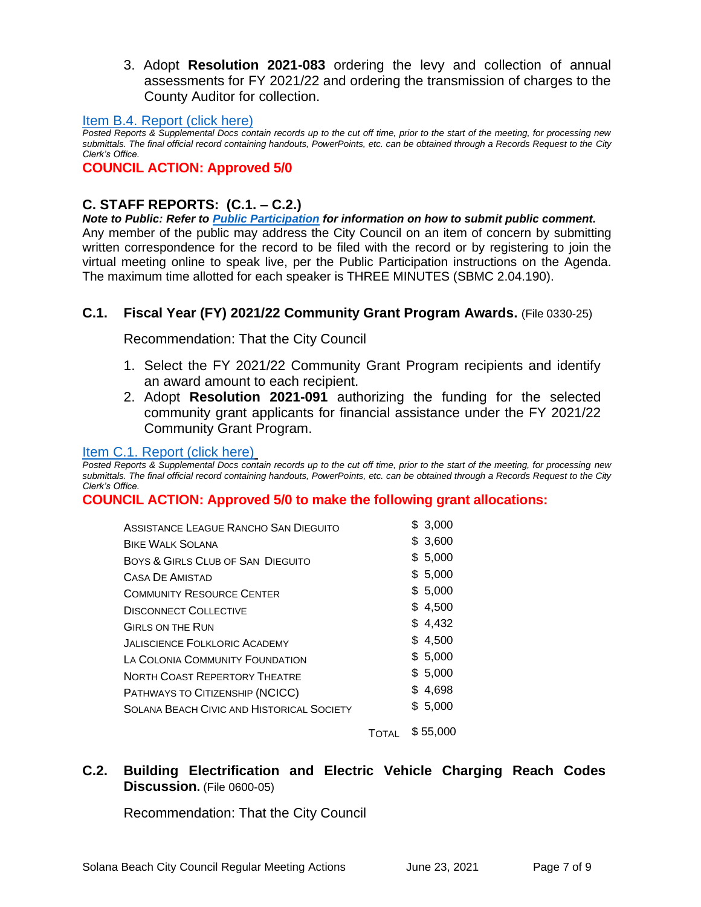3. Adopt **Resolution 2021-083** ordering the levy and collection of annual assessments for FY 2021/22 and ordering the transmission of charges to the County Auditor for collection.

[Item B.4. Report (click here)](#)

*Posted Reports & Supplemental Docs contain records up to the cut off time, prior to the start of the meeting, for processing new submittals. The final official record containing handouts, PowerPoints, etc. can be obtained through a Records Request to the City Clerk's Office.*

**COUNCIL ACTION: Approved 5/0**

## C. STAFF REPORTS: (C.1. – C.2.)

***Note to Public: Refer to [Public Participation](#) for information on how to submit public comment.***

Any member of the public may address the City Council on an item of concern by submitting written correspondence for the record to be filed with the record or by registering to join the virtual meeting online to speak live, per the Public Participation instructions on the Agenda. The maximum time allotted for each speaker is THREE MINUTES (SBMC 2.04.190).

### C.1. Fiscal Year (FY) 2021/22 Community Grant Program Awards. (File 0330-25)

Recommendation: That the City Council

1. Select the FY 2021/22 Community Grant Program recipients and identify an award amount to each recipient.
2. Adopt **Resolution 2021-091** authorizing the funding for the selected community grant applicants for financial assistance under the FY 2021/22 Community Grant Program.

[Item C.1. Report (click here)](#)

*Posted Reports & Supplemental Docs contain records up to the cut off time, prior to the start of the meeting, for processing new submittals. The final official record containing handouts, PowerPoints, etc. can be obtained through a Records Request to the City Clerk's Office.*

**COUNCIL ACTION: Approved 5/0 to make the following grant allocations:**

| Recipient | Amount |
|---|---|
| Assistance League Rancho San Dieguito | $ 3,000 |
| Bike Walk Solana | $ 3,600 |
| Boys & Girls Club of San Dieguito | $ 5,000 |
| Casa De Amistad | $ 5,000 |
| Community Resource Center | $ 5,000 |
| Disconnect Collective | $ 4,500 |
| Girls on the Run | $ 4,432 |
| Jaliscience Folkloric Academy | $ 4,500 |
| La Colonia Community Foundation | $ 5,000 |
| North Coast Repertory Theatre | $ 5,000 |
| Pathways to Citizenship (NCICC) | $ 4,698 |
| Solana Beach Civic and Historical Society | $ 5,000 |
| Total | $ 55,000 |

### C.2. Building Electrification and Electric Vehicle Charging Reach Codes Discussion. (File 0600-05)

Recommendation: That the City Council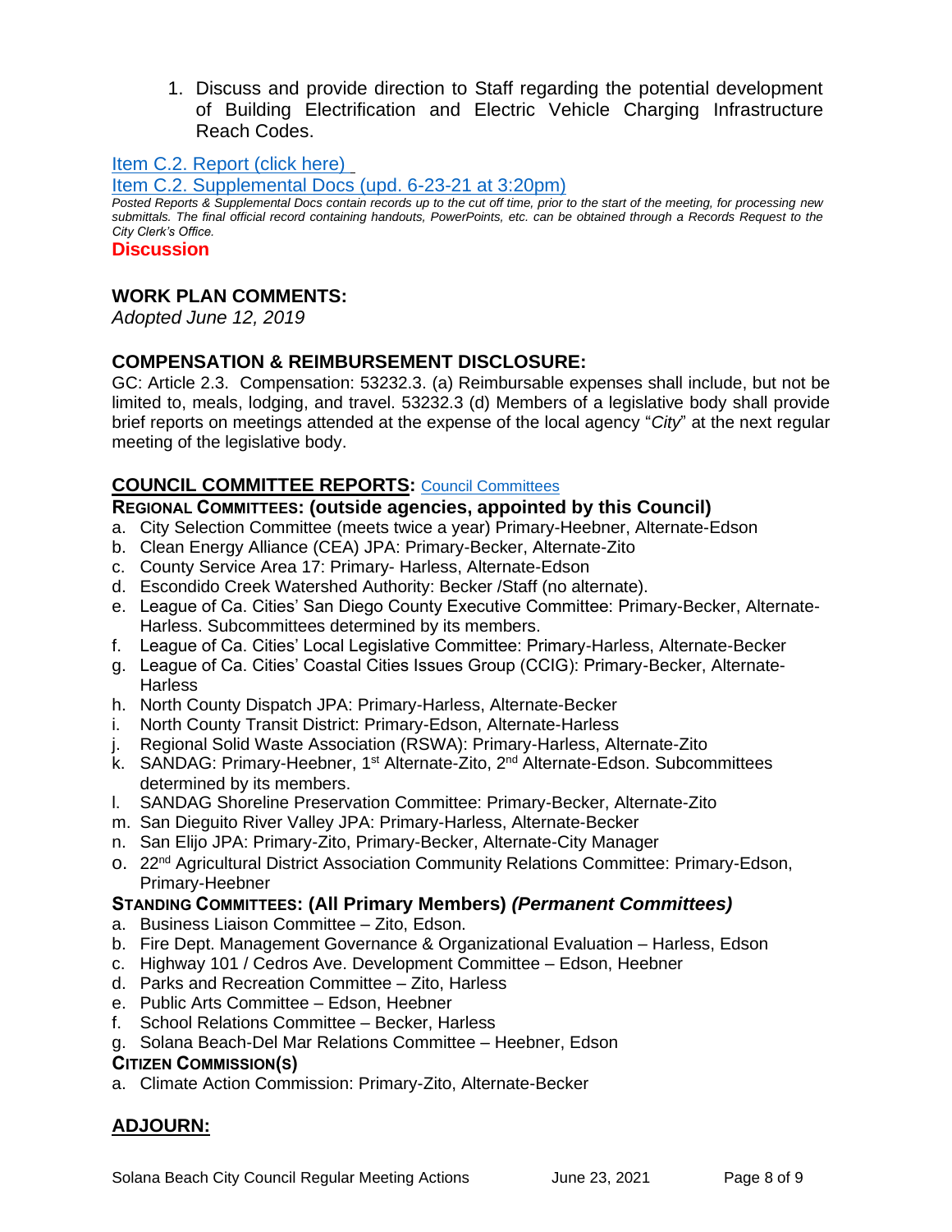1. Discuss and provide direction to Staff regarding the potential development of Building Electrification and Electric Vehicle Charging Infrastructure Reach Codes.

[Item C.2. Report (click here)](#)

[Item C.2. Supplemental Docs (upd. 6-23-21 at 3:20pm)](#)

*Posted Reports & Supplemental Docs contain records up to the cut off time, prior to the start of the meeting, for processing new submittals. The final official record containing handouts, PowerPoints, etc. can be obtained through a Records Request to the City Clerk's Office.*

**Discussion**

## WORK PLAN COMMENTS:

*Adopted June 12, 2019*

## COMPENSATION & REIMBURSEMENT DISCLOSURE:

GC: Article 2.3. Compensation: 53232.3. (a) Reimbursable expenses shall include, but not be limited to, meals, lodging, and travel. 53232.3 (d) Members of a legislative body shall provide brief reports on meetings attended at the expense of the local agency "*City*" at the next regular meeting of the legislative body.

## COUNCIL COMMITTEE REPORTS: [Council Committees](#)

**REGIONAL COMMITTEES: (outside agencies, appointed by this Council)**

a. City Selection Committee (meets twice a year) Primary-Heebner, Alternate-Edson
b. Clean Energy Alliance (CEA) JPA: Primary-Becker, Alternate-Zito
c. County Service Area 17: Primary- Harless, Alternate-Edson
d. Escondido Creek Watershed Authority: Becker /Staff (no alternate).
e. League of Ca. Cities' San Diego County Executive Committee: Primary-Becker, Alternate-Harless. Subcommittees determined by its members.
f. League of Ca. Cities' Local Legislative Committee: Primary-Harless, Alternate-Becker
g. League of Ca. Cities' Coastal Cities Issues Group (CCIG): Primary-Becker, Alternate-Harless
h. North County Dispatch JPA: Primary-Harless, Alternate-Becker
i. North County Transit District: Primary-Edson, Alternate-Harless
j. Regional Solid Waste Association (RSWA): Primary-Harless, Alternate-Zito
k. SANDAG: Primary-Heebner, 1st Alternate-Zito, 2nd Alternate-Edson. Subcommittees determined by its members.
l. SANDAG Shoreline Preservation Committee: Primary-Becker, Alternate-Zito
m. San Dieguito River Valley JPA: Primary-Harless, Alternate-Becker
n. San Elijo JPA: Primary-Zito, Primary-Becker, Alternate-City Manager
o. 22nd Agricultural District Association Community Relations Committee: Primary-Edson, Primary-Heebner

**STANDING COMMITTEES: (All Primary Members) *(Permanent Committees)***

a. Business Liaison Committee – Zito, Edson.
b. Fire Dept. Management Governance & Organizational Evaluation – Harless, Edson
c. Highway 101 / Cedros Ave. Development Committee – Edson, Heebner
d. Parks and Recreation Committee – Zito, Harless
e. Public Arts Committee – Edson, Heebner
f. School Relations Committee – Becker, Harless
g. Solana Beach-Del Mar Relations Committee – Heebner, Edson

**CITIZEN COMMISSION(S)**

a. Climate Action Commission: Primary-Zito, Alternate-Becker

## ADJOURN: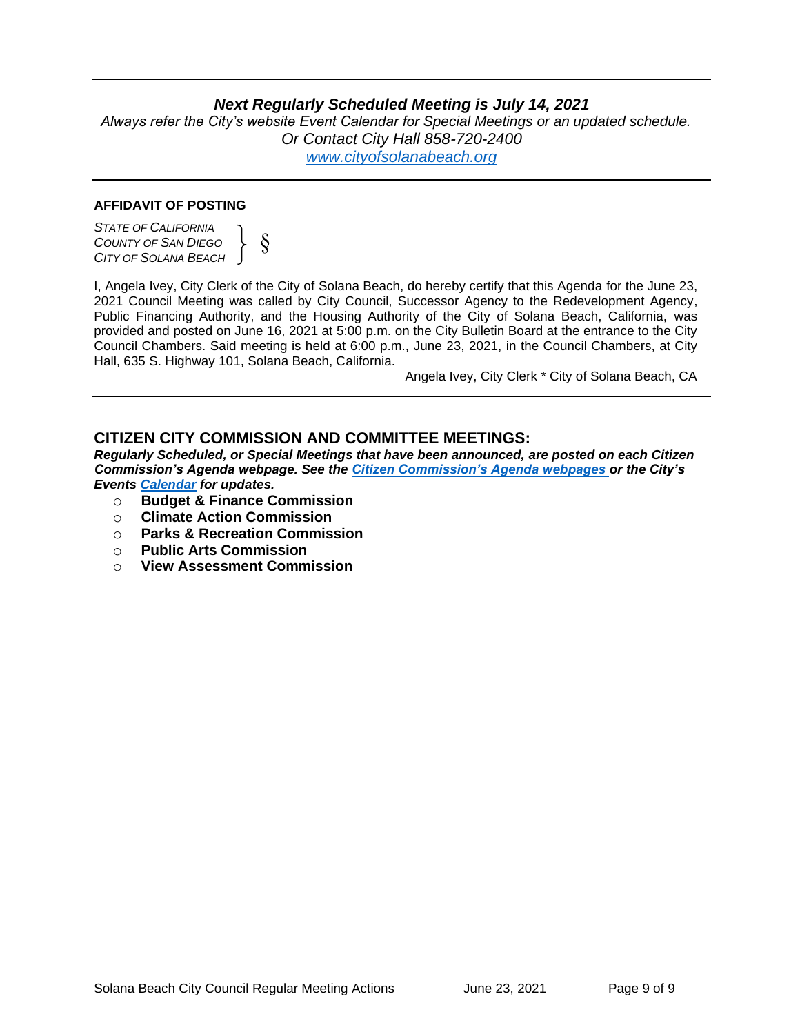---

***Next Regularly Scheduled Meeting is July 14, 2021***

*Always refer the City's website Event Calendar for Special Meetings or an updated schedule.*
*Or Contact City Hall 858-720-2400*
*[www.cityofsolanabeach.org](www.cityofsolanabeach.org)*

---

**AFFIDAVIT OF POSTING**

*STATE OF CALIFORNIA*
*COUNTY OF SAN DIEGO* } §
*CITY OF SOLANA BEACH*

I, Angela Ivey, City Clerk of the City of Solana Beach, do hereby certify that this Agenda for the June 23, 2021 Council Meeting was called by City Council, Successor Agency to the Redevelopment Agency, Public Financing Authority, and the Housing Authority of the City of Solana Beach, California, was provided and posted on June 16, 2021 at 5:00 p.m. on the City Bulletin Board at the entrance to the City Council Chambers. Said meeting is held at 6:00 p.m., June 23, 2021, in the Council Chambers, at City Hall, 635 S. Highway 101, Solana Beach, California.

Angela Ivey, City Clerk * City of Solana Beach, CA

---

## CITIZEN CITY COMMISSION AND COMMITTEE MEETINGS:

***Regularly Scheduled, or Special Meetings that have been announced, are posted on each Citizen Commission's Agenda webpage. See the [Citizen Commission's Agenda webpages](#) or the City's Events [Calendar](#) for updates.***

- **Budget & Finance Commission**
- **Climate Action Commission**
- **Parks & Recreation Commission**
- **Public Arts Commission**
- **View Assessment Commission**